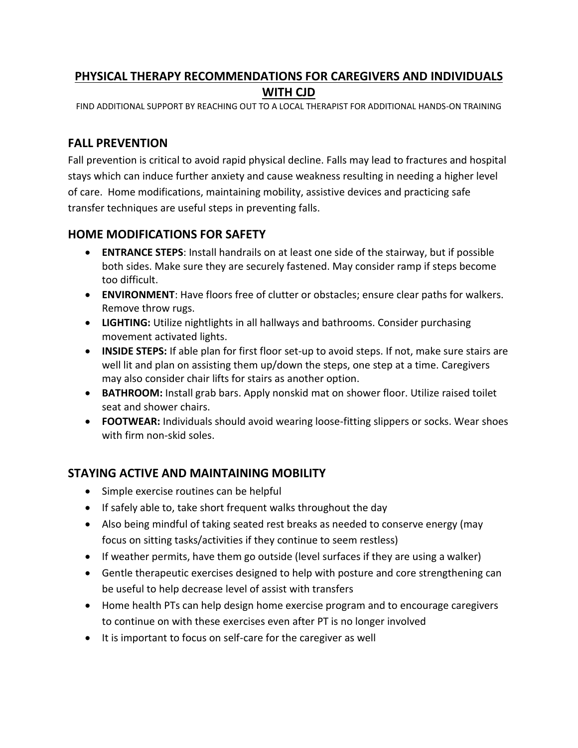# PHYSICAL THERAPY RECOMMENDATIONS FOR CAREGIVERS AND INDIVIDUALS WITH CJD

FIND ADDITIONAL SUPPORT BY REACHING OUT TO A LOCAL THERAPIST FOR ADDITIONAL HANDS-ON TRAINING

## FALL PREVENTION

Fall prevention is critical to avoid rapid physical decline. Falls may lead to fractures and hospital stays which can induce further anxiety and cause weakness resulting in needing a higher level of care. Home modifications, maintaining mobility, assistive devices and practicing safe transfer techniques are useful steps in preventing falls.

## HOME MODIFICATIONS FOR SAFETY

- **ENTRANCE STEPS**: Install handrails on at least one side of the stairway, but if possible both sides. Make sure they are securely fastened. May consider ramp if steps become too difficult.
- **ENVIRONMENT**: Have floors free of clutter or obstacles; ensure clear paths for walkers. Remove throw rugs.
- **LIGHTING:** Utilize nightlights in all hallways and bathrooms. Consider purchasing movement activated lights.
- **INSIDE STEPS:** If able plan for first floor set-up to avoid steps. If not, make sure stairs are well lit and plan on assisting them up/down the steps, one step at a time. Caregivers may also consider chair lifts for stairs as another option.
- **BATHROOM:** Install grab bars. Apply nonskid mat on shower floor. Utilize raised toilet seat and shower chairs.
- **FOOTWEAR:** Individuals should avoid wearing loose-fitting slippers or socks. Wear shoes with firm non-skid soles.

## STAYING ACTIVE AND MAINTAINING MOBILITY

- Simple exercise routines can be helpful
- If safely able to, take short frequent walks throughout the day
- Also being mindful of taking seated rest breaks as needed to conserve energy (may focus on sitting tasks/activities if they continue to seem restless)
- If weather permits, have them go outside (level surfaces if they are using a walker)
- Gentle therapeutic exercises designed to help with posture and core strengthening can be useful to help decrease level of assist with transfers
- Home health PTs can help design home exercise program and to encourage caregivers to continue on with these exercises even after PT is no longer involved
- It is important to focus on self-care for the caregiver as well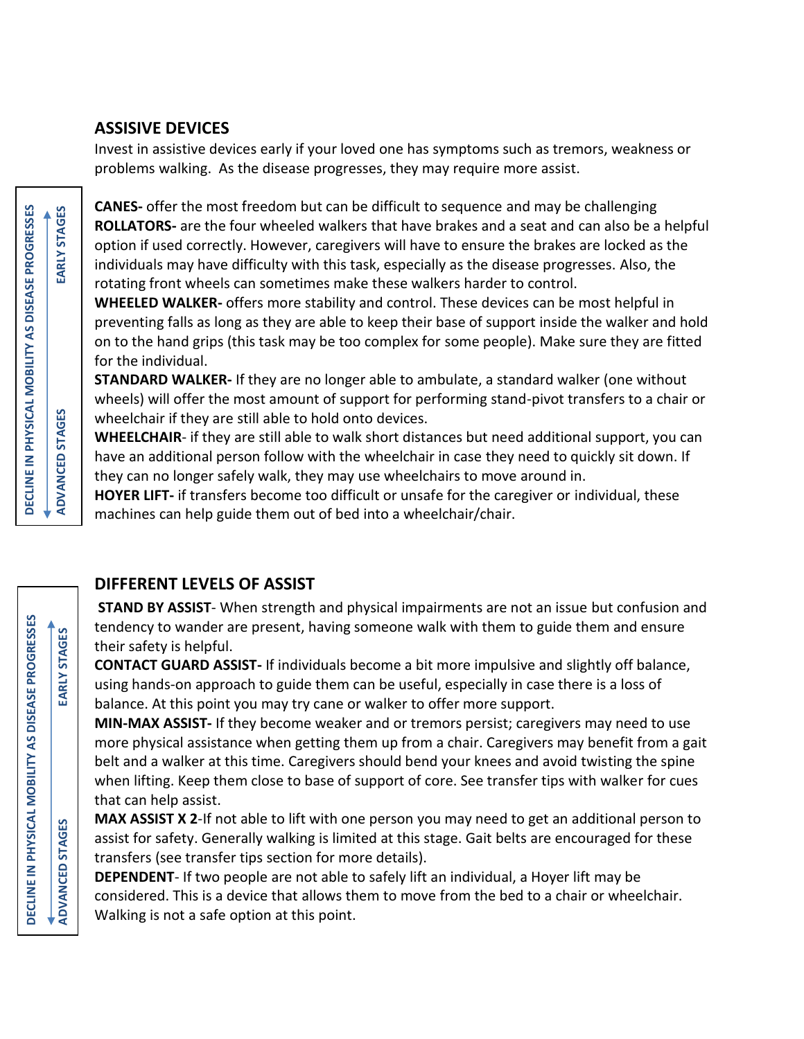## ASSISIVE DEVICES

Invest in assistive devices early if your loved one has symptoms such as tremors, weakness or problems walking. As the disease progresses, they may require more assist.

DECLINE IN PHYSICAL MOBILITY AS DISEASE PROGRESSES

EARLY STAGES ↑

ADVANCED STAGES ↓

**CANES-** offer the most freedom but can be difficult to sequence and may be challenging

**ROLLATORS-** are the four wheeled walkers that have brakes and a seat and can also be a helpful option if used correctly. However, caregivers will have to ensure the brakes are locked as the individuals may have difficulty with this task, especially as the disease progresses. Also, the rotating front wheels can sometimes make these walkers harder to control.

**WHEELED WALKER-** offers more stability and control. These devices can be most helpful in preventing falls as long as they are able to keep their base of support inside the walker and hold on to the hand grips (this task may be too complex for some people). Make sure they are fitted for the individual.

**STANDARD WALKER-** If they are no longer able to ambulate, a standard walker (one without wheels) will offer the most amount of support for performing stand-pivot transfers to a chair or wheelchair if they are still able to hold onto devices.

**WHEELCHAIR**- if they are still able to walk short distances but need additional support, you can have an additional person follow with the wheelchair in case they need to quickly sit down. If they can no longer safely walk, they may use wheelchairs to move around in.

**HOYER LIFT-** if transfers become too difficult or unsafe for the caregiver or individual, these machines can help guide them out of bed into a wheelchair/chair.

## DIFFERENT LEVELS OF ASSIST

DECLINE IN PHYSICAL MOBILITY AS DISEASE PROGRESSES

EARLY STAGES ↑

ADVANCED STAGES ↓

**STAND BY ASSIST**- When strength and physical impairments are not an issue but confusion and tendency to wander are present, having someone walk with them to guide them and ensure their safety is helpful.

**CONTACT GUARD ASSIST-** If individuals become a bit more impulsive and slightly off balance, using hands-on approach to guide them can be useful, especially in case there is a loss of balance. At this point you may try cane or walker to offer more support.

**MIN-MAX ASSIST-** If they become weaker and or tremors persist; caregivers may need to use more physical assistance when getting them up from a chair. Caregivers may benefit from a gait belt and a walker at this time. Caregivers should bend your knees and avoid twisting the spine when lifting. Keep them close to base of support of core. See transfer tips with walker for cues that can help assist.

**MAX ASSIST X 2**-If not able to lift with one person you may need to get an additional person to assist for safety. Generally walking is limited at this stage. Gait belts are encouraged for these transfers (see transfer tips section for more details).

**DEPENDENT**- If two people are not able to safely lift an individual, a Hoyer lift may be considered. This is a device that allows them to move from the bed to a chair or wheelchair. Walking is not a safe option at this point.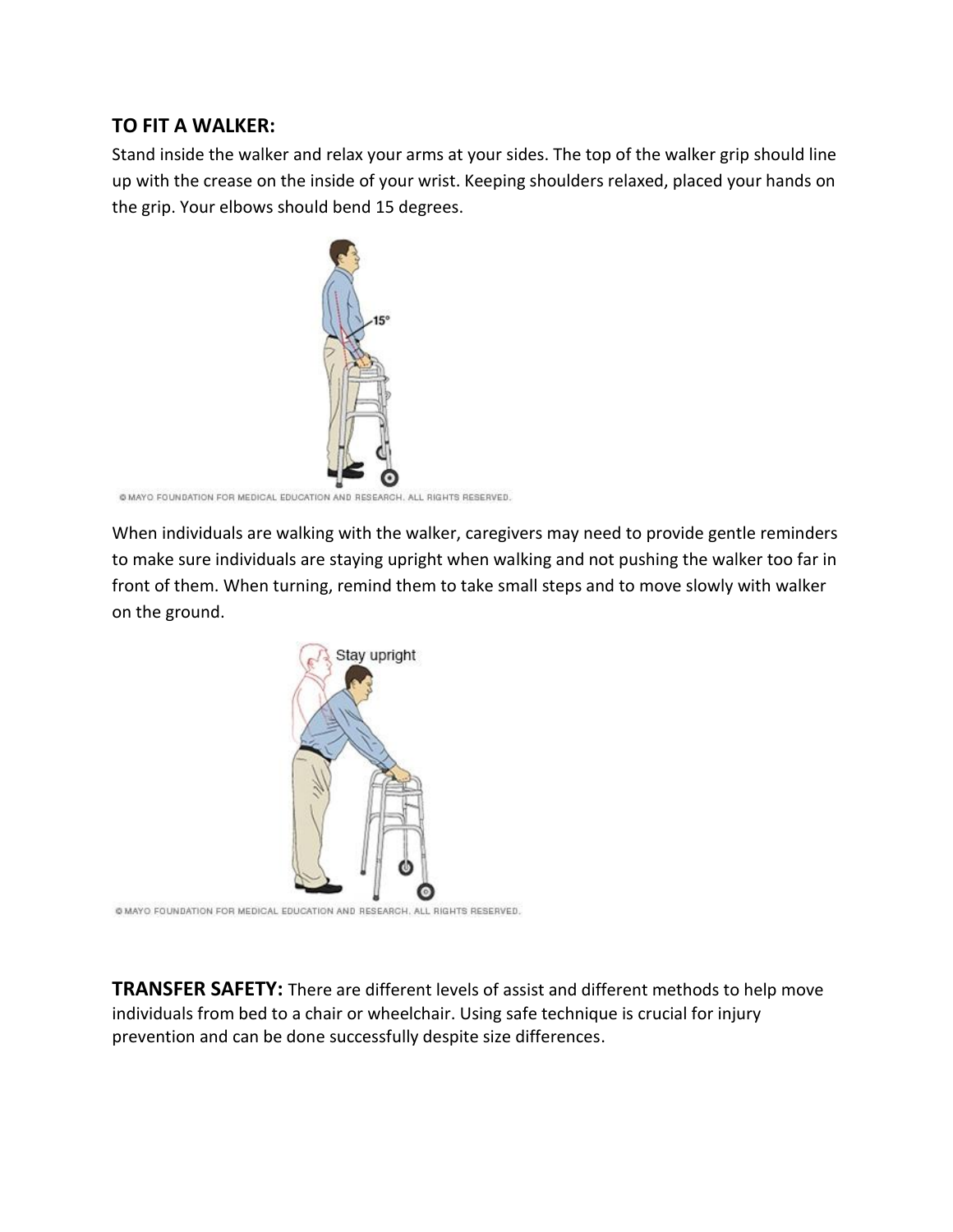## TO FIT A WALKER:

Stand inside the walker and relax your arms at your sides. The top of the walker grip should line up with the crease on the inside of your wrist. Keeping shoulders relaxed, placed your hands on the grip. Your elbows should bend 15 degrees.

© MAYO FOUNDATION FOR MEDICAL EDUCATION AND RESEARCH. ALL RIGHTS RESERVED.

When individuals are walking with the walker, caregivers may need to provide gentle reminders to make sure individuals are staying upright when walking and not pushing the walker too far in front of them. When turning, remind them to take small steps and to move slowly with walker on the ground.

© MAYO FOUNDATION FOR MEDICAL EDUCATION AND RESEARCH. ALL RIGHTS RESERVED.

**TRANSFER SAFETY:** There are different levels of assist and different methods to help move individuals from bed to a chair or wheelchair. Using safe technique is crucial for injury prevention and can be done successfully despite size differences.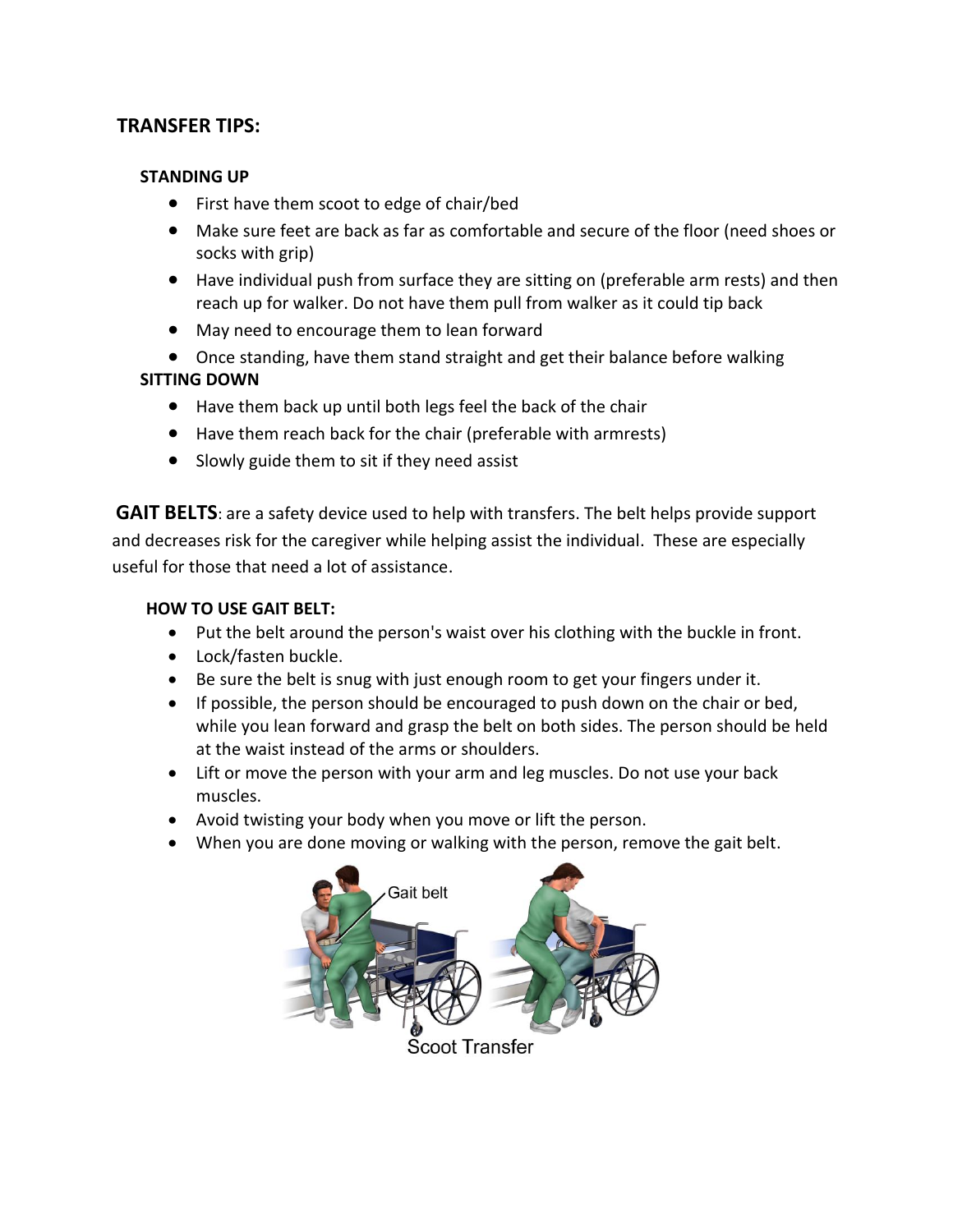## TRANSFER TIPS:

### STANDING UP

- First have them scoot to edge of chair/bed
- Make sure feet are back as far as comfortable and secure of the floor (need shoes or socks with grip)
- Have individual push from surface they are sitting on (preferable arm rests) and then reach up for walker. Do not have them pull from walker as it could tip back
- May need to encourage them to lean forward
- Once standing, have them stand straight and get their balance before walking

### SITTING DOWN

- Have them back up until both legs feel the back of the chair
- Have them reach back for the chair (preferable with armrests)
- Slowly guide them to sit if they need assist

**GAIT BELTS**: are a safety device used to help with transfers. The belt helps provide support and decreases risk for the caregiver while helping assist the individual. These are especially useful for those that need a lot of assistance.

### HOW TO USE GAIT BELT:

- Put the belt around the person's waist over his clothing with the buckle in front.
- Lock/fasten buckle.
- Be sure the belt is snug with just enough room to get your fingers under it.
- If possible, the person should be encouraged to push down on the chair or bed, while you lean forward and grasp the belt on both sides. The person should be held at the waist instead of the arms or shoulders.
- Lift or move the person with your arm and leg muscles. Do not use your back muscles.
- Avoid twisting your body when you move or lift the person.
- When you are done moving or walking with the person, remove the gait belt.

Gait belt

Scoot Transfer